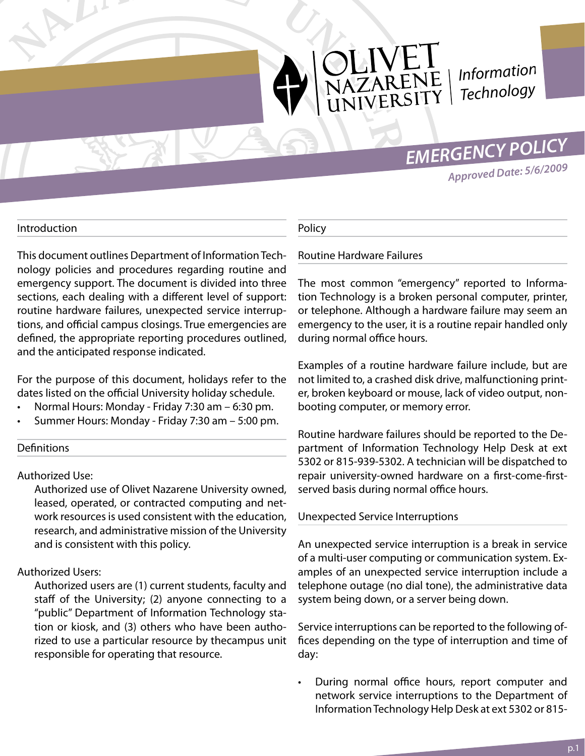# Olivet Nazarene University | Information Technology

# EMERGENCY POLICY

*Approved Date: 5/6/2009*

## Introduction

This document outlines Department of Information Technology policies and procedures regarding routine and emergency support. The document is divided into three sections, each dealing with a different level of support: routine hardware failures, unexpected service interruptions, and official campus closings. True emergencies are defined, the appropriate reporting procedures outlined, and the anticipated response indicated.

For the purpose of this document, holidays refer to the dates listed on the official University holiday schedule.

- Normal Hours: Monday - Friday 7:30 am – 6:30 pm.
- Summer Hours: Monday - Friday 7:30 am – 5:00 pm.

## Definitions

Authorized Use:

Authorized use of Olivet Nazarene University owned, leased, operated, or contracted computing and network resources is used consistent with the education, research, and administrative mission of the University and is consistent with this policy.

Authorized Users:

Authorized users are (1) current students, faculty and staff of the University; (2) anyone connecting to a "public" Department of Information Technology station or kiosk, and (3) others who have been authorized to use a particular resource by thecampus unit responsible for operating that resource.

## Policy

### Routine Hardware Failures

The most common "emergency" reported to Information Technology is a broken personal computer, printer, or telephone. Although a hardware failure may seem an emergency to the user, it is a routine repair handled only during normal office hours.

Examples of a routine hardware failure include, but are not limited to, a crashed disk drive, malfunctioning printer, broken keyboard or mouse, lack of video output, non-booting computer, or memory error.

Routine hardware failures should be reported to the Department of Information Technology Help Desk at ext 5302 or 815-939-5302. A technician will be dispatched to repair university-owned hardware on a first-come-first-served basis during normal office hours.

### Unexpected Service Interruptions

An unexpected service interruption is a break in service of a multi-user computing or communication system. Examples of an unexpected service interruption include a telephone outage (no dial tone), the administrative data system being down, or a server being down.

Service interruptions can be reported to the following offices depending on the type of interruption and time of day:

- During normal office hours, report computer and network service interruptions to the Department of Information Technology Help Desk at ext 5302 or 815-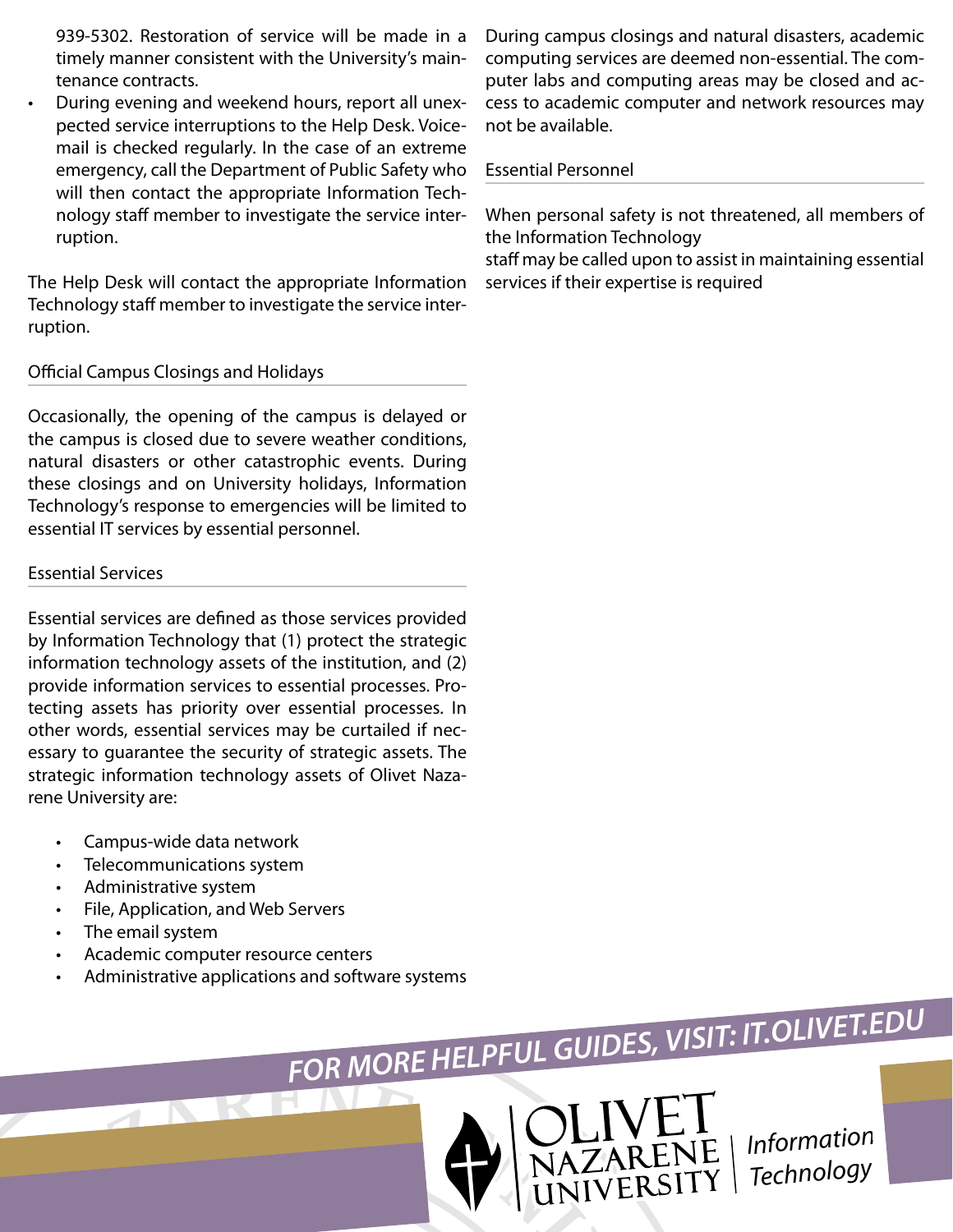939-5302. Restoration of service will be made in a timely manner consistent with the University's maintenance contracts.

- During evening and weekend hours, report all unexpected service interruptions to the Help Desk. Voicemail is checked regularly. In the case of an extreme emergency, call the Department of Public Safety who will then contact the appropriate Information Technology staff member to investigate the service interruption.

The Help Desk will contact the appropriate Information Technology staff member to investigate the service interruption.

## Official Campus Closings and Holidays

Occasionally, the opening of the campus is delayed or the campus is closed due to severe weather conditions, natural disasters or other catastrophic events. During these closings and on University holidays, Information Technology's response to emergencies will be limited to essential IT services by essential personnel.

## Essential Services

Essential services are defined as those services provided by Information Technology that (1) protect the strategic information technology assets of the institution, and (2) provide information services to essential processes. Protecting assets has priority over essential processes. In other words, essential services may be curtailed if necessary to guarantee the security of strategic assets. The strategic information technology assets of Olivet Nazarene University are:

- Campus-wide data network
- Telecommunications system
- Administrative system
- File, Application, and Web Servers
- The email system
- Academic computer resource centers
- Administrative applications and software systems

During campus closings and natural disasters, academic computing services are deemed non-essential. The computer labs and computing areas may be closed and access to academic computer and network resources may not be available.

## Essential Personnel

When personal safety is not threatened, all members of the Information Technology staff may be called upon to assist in maintaining essential services if their expertise is required

**FOR MORE HELPFUL GUIDES, VISIT: IT.OLIVET.EDU**

Olivet Nazarene University | Information Technology